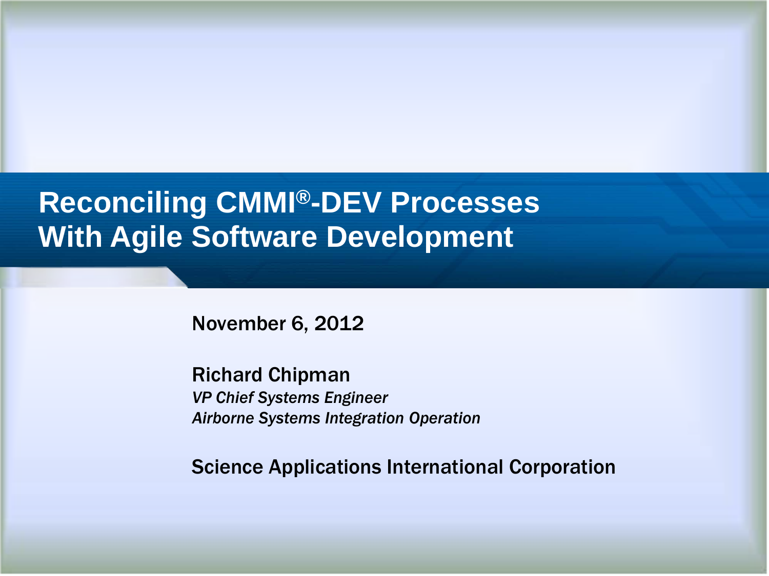# Reconciling CMMI®-DEV Processes With Agile Software Development

November 6, 2012

Richard Chipman

*VP Chief Systems Engineer*

*Airborne Systems Integration Operation*

Science Applications International Corporation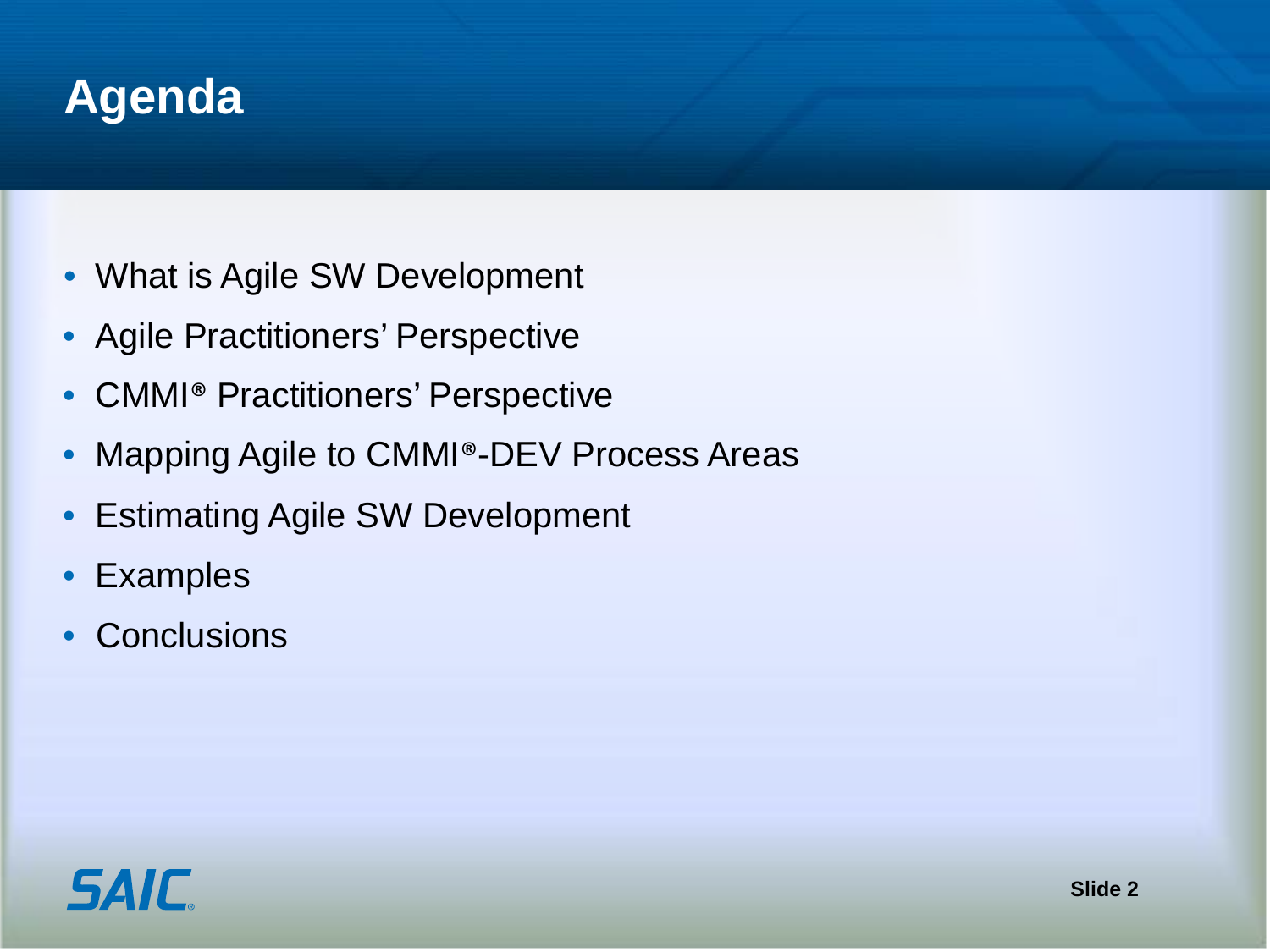# Agenda

- What is Agile SW Development
- Agile Practitioners' Perspective
- CMMI® Practitioners' Perspective
- Mapping Agile to CMMI®-DEV Process Areas
- Estimating Agile SW Development
- Examples
- Conclusions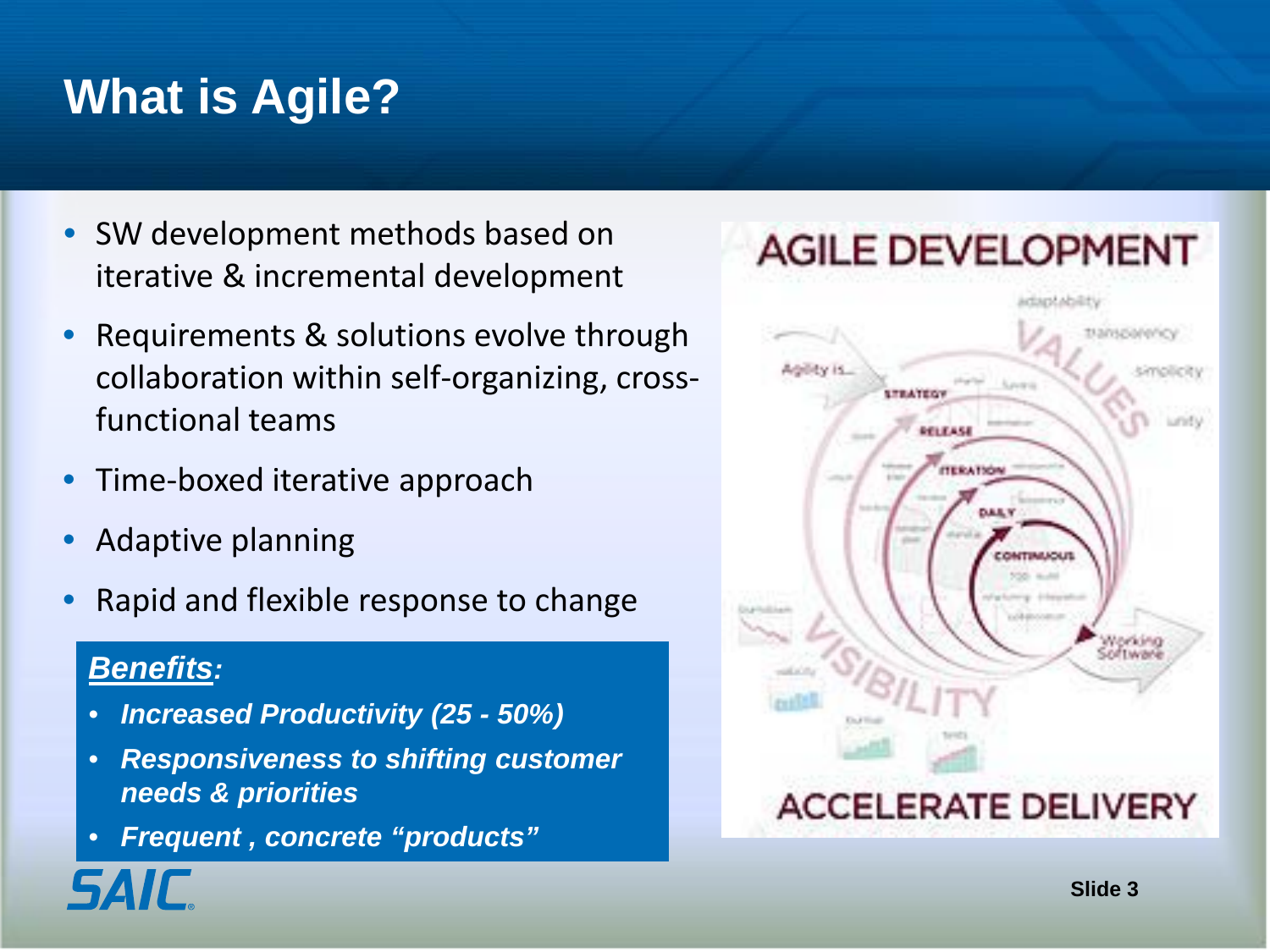# What is Agile?

- SW development methods based on iterative & incremental development
- Requirements & solutions evolve through collaboration within self-organizing, cross-functional teams
- Time-boxed iterative approach
- Adaptive planning
- Rapid and flexible response to change

***Benefits:***

- ***Increased Productivity (25 - 50%)***
- ***Responsiveness to shifting customer needs & priorities***
- ***Frequent , concrete "products"***

AGILE DEVELOPMENT

ACCELERATE DELIVERY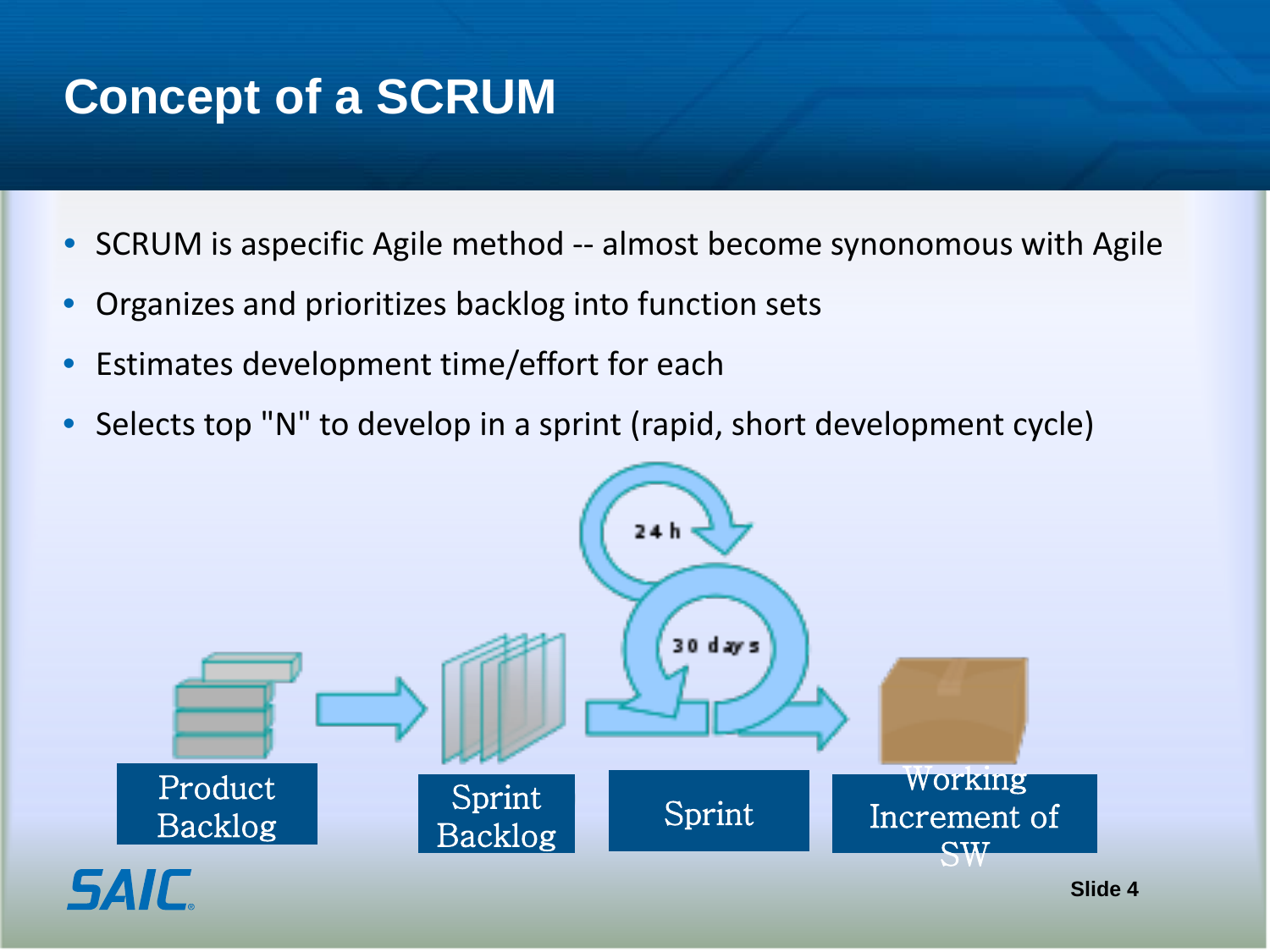# Concept of a SCRUM

- SCRUM is aspecific Agile method -- almost become synonomous with Agile
- Organizes and prioritizes backlog into function sets
- Estimates development time/effort for each
- Selects top "N" to develop in a sprint (rapid, short development cycle)

24 h

30 days

Product Backlog

Sprint Backlog

Sprint

Working Increment of SW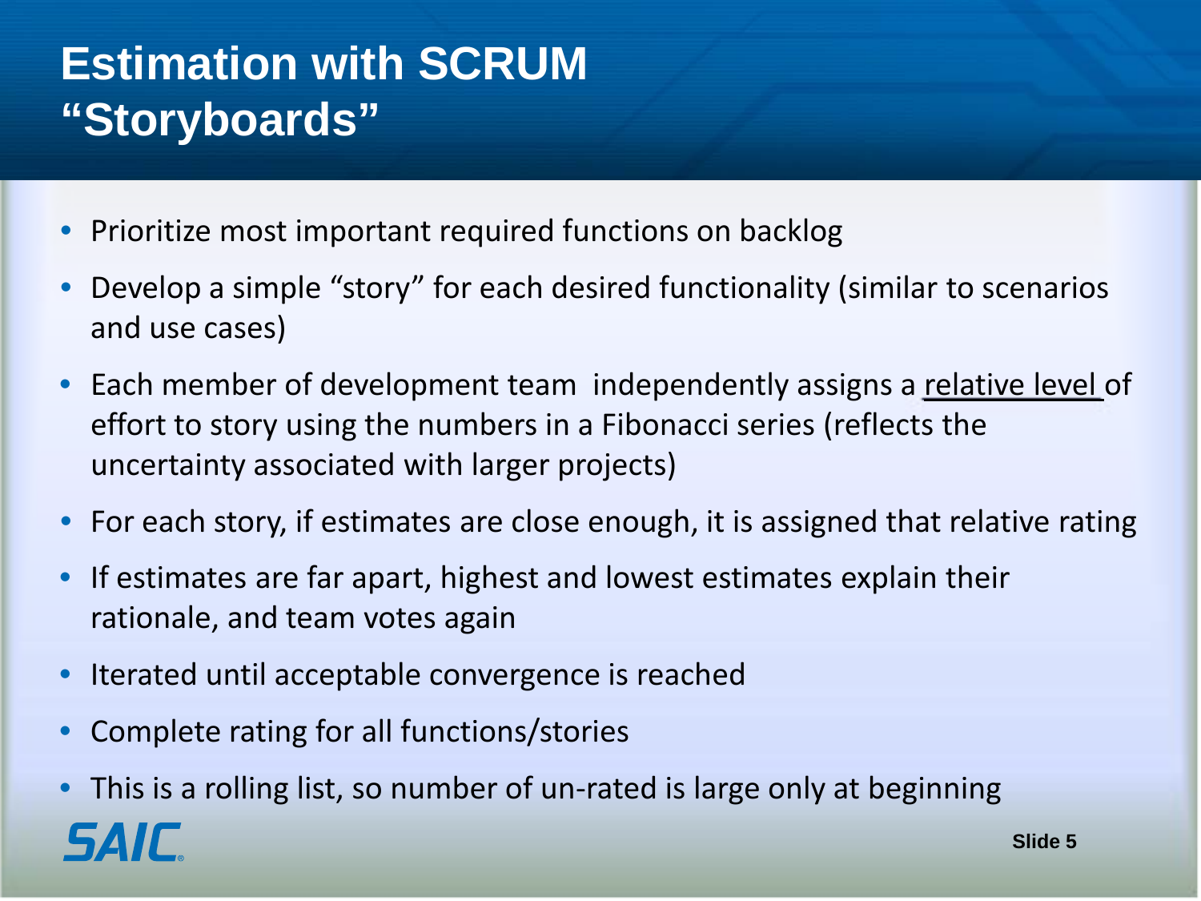# Estimation with SCRUM "Storyboards"

- Prioritize most important required functions on backlog
- Develop a simple "story" for each desired functionality (similar to scenarios and use cases)
- Each member of development team independently assigns a <u>relative level</u> of effort to story using the numbers in a Fibonacci series (reflects the uncertainty associated with larger projects)
- For each story, if estimates are close enough, it is assigned that relative rating
- If estimates are far apart, highest and lowest estimates explain their rationale, and team votes again
- Iterated until acceptable convergence is reached
- Complete rating for all functions/stories
- This is a rolling list, so number of un-rated is large only at beginning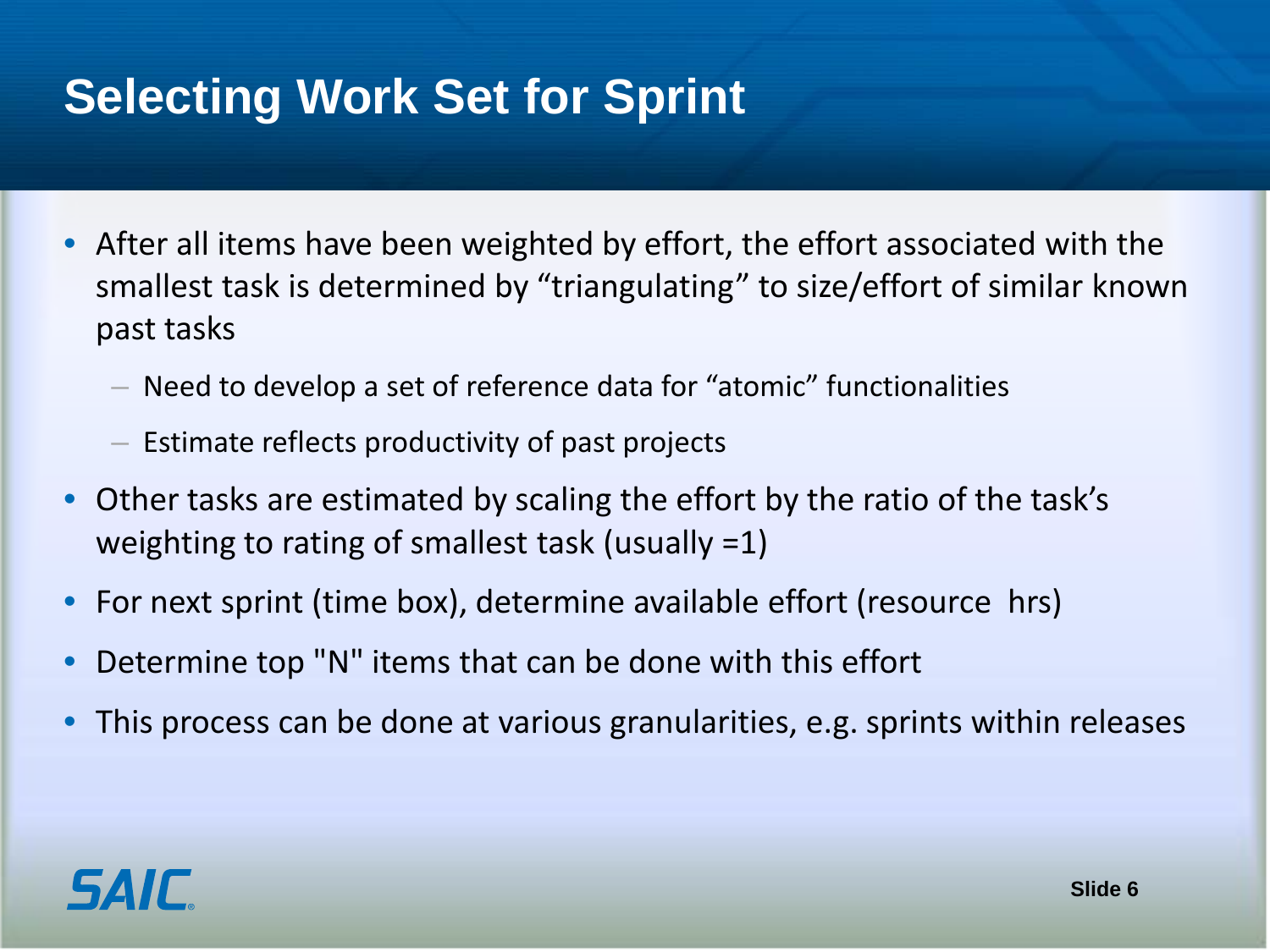# Selecting Work Set for Sprint

- After all items have been weighted by effort, the effort associated with the smallest task is determined by “triangulating” to size/effort of similar known past tasks
  - Need to develop a set of reference data for “atomic” functionalities
  - Estimate reflects productivity of past projects
- Other tasks are estimated by scaling the effort by the ratio of the task’s weighting to rating of smallest task (usually =1)
- For next sprint (time box), determine available effort (resource hrs)
- Determine top "N" items that can be done with this effort
- This process can be done at various granularities, e.g. sprints within releases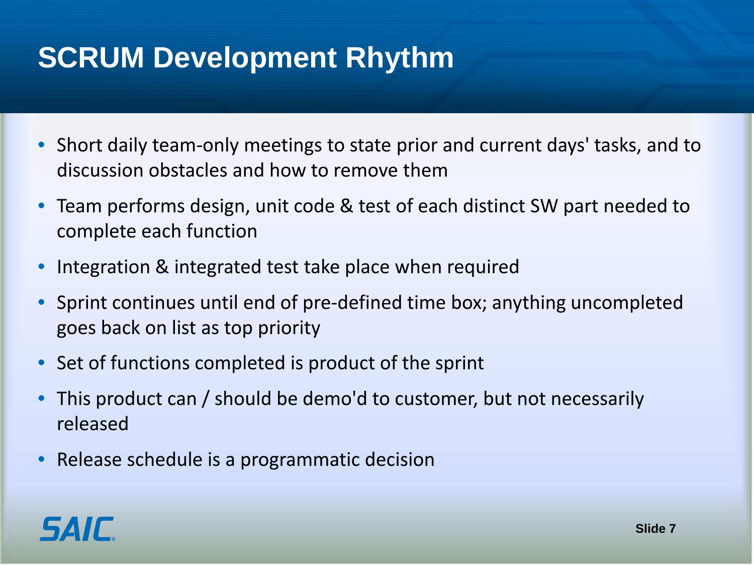# SCRUM Development Rhythm

- Short daily team-only meetings to state prior and current days' tasks, and to discussion obstacles and how to remove them
- Team performs design, unit code & test of each distinct SW part needed to complete each function
- Integration & integrated test take place when required
- Sprint continues until end of pre-defined time box; anything uncompleted goes back on list as top priority
- Set of functions completed is product of the sprint
- This product can / should be demo'd to customer, but not necessarily released
- Release schedule is a programmatic decision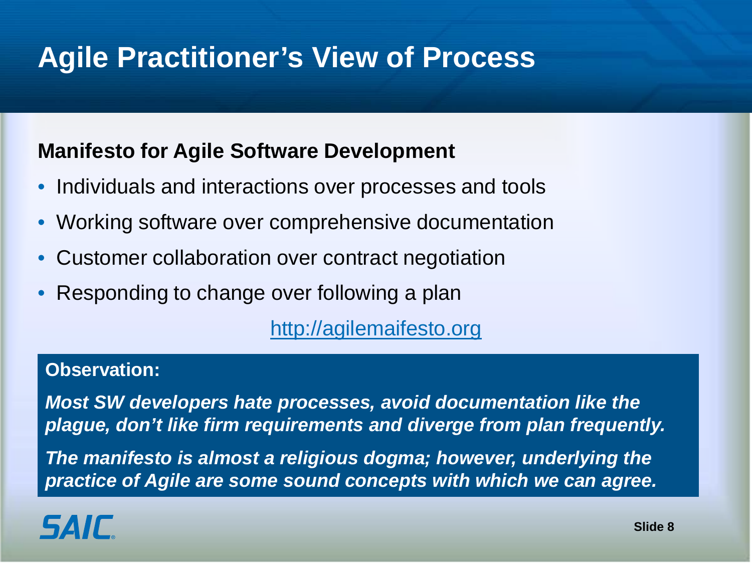# Agile Practitioner's View of Process

**Manifesto for Agile Software Development**

- Individuals and interactions over processes and tools
- Working software over comprehensive documentation
- Customer collaboration over contract negotiation
- Responding to change over following a plan

http://agilemaifesto.org

**Observation:**

***Most SW developers hate processes, avoid documentation like the plague, don't like firm requirements and diverge from plan frequently.***

***The manifesto is almost a religious dogma; however, underlying the practice of Agile are some sound concepts with which we can agree.***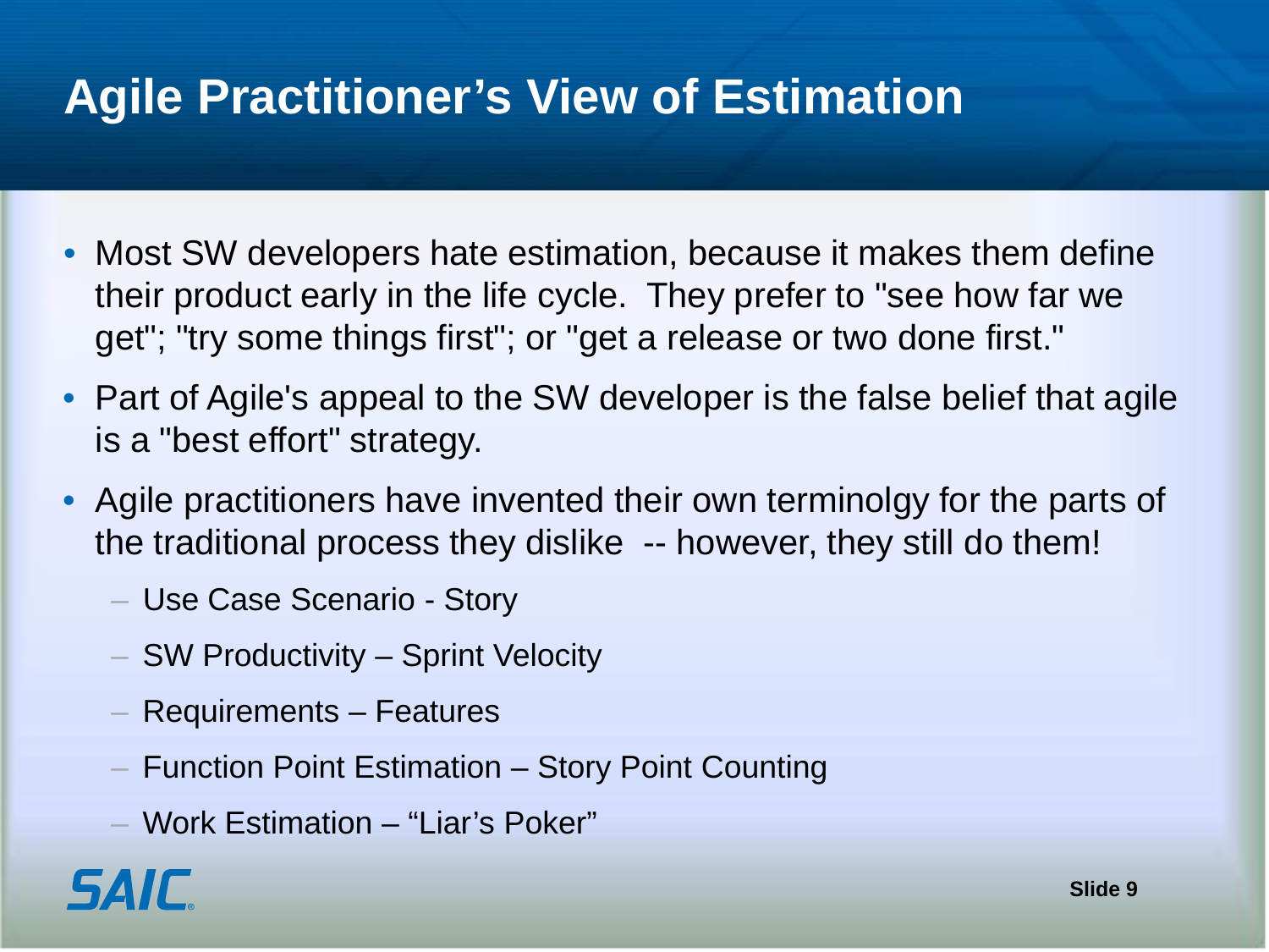# Agile Practitioner's View of Estimation

- Most SW developers hate estimation, because it makes them define their product early in the life cycle. They prefer to "see how far we get"; "try some things first"; or "get a release or two done first."
- Part of Agile's appeal to the SW developer is the false belief that agile is a "best effort" strategy.
- Agile practitioners have invented their own terminolgy for the parts of the traditional process they dislike -- however, they still do them!
  - Use Case Scenario - Story
  - SW Productivity – Sprint Velocity
  - Requirements – Features
  - Function Point Estimation – Story Point Counting
  - Work Estimation – "Liar's Poker"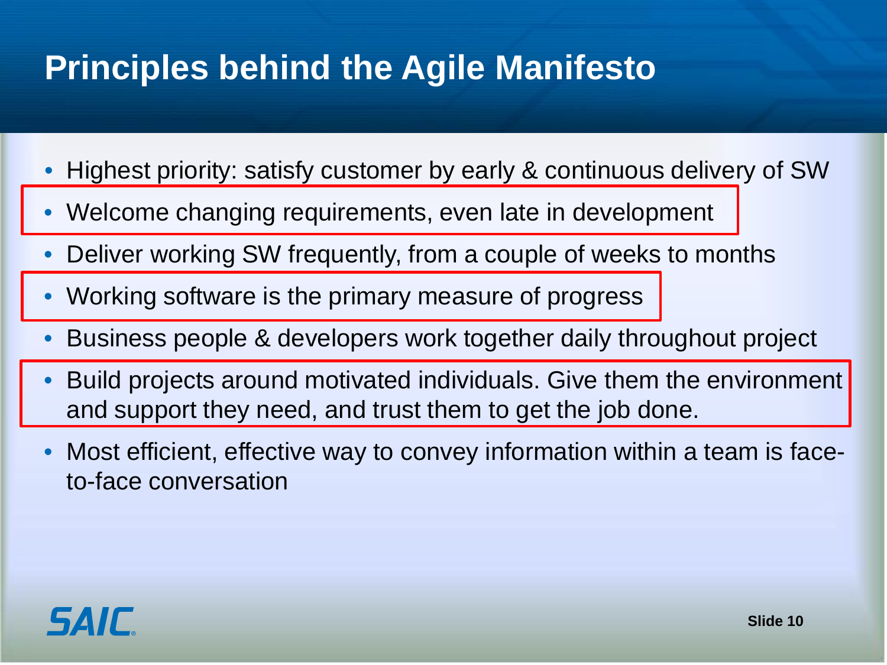# Principles behind the Agile Manifesto

- Highest priority: satisfy customer by early & continuous delivery of SW
- Welcome changing requirements, even late in development
- Deliver working SW frequently, from a couple of weeks to months
- Working software is the primary measure of progress
- Business people & developers work together daily throughout project
- Build projects around motivated individuals. Give them the environment and support they need, and trust them to get the job done.
- Most efficient, effective way to convey information within a team is face-to-face conversation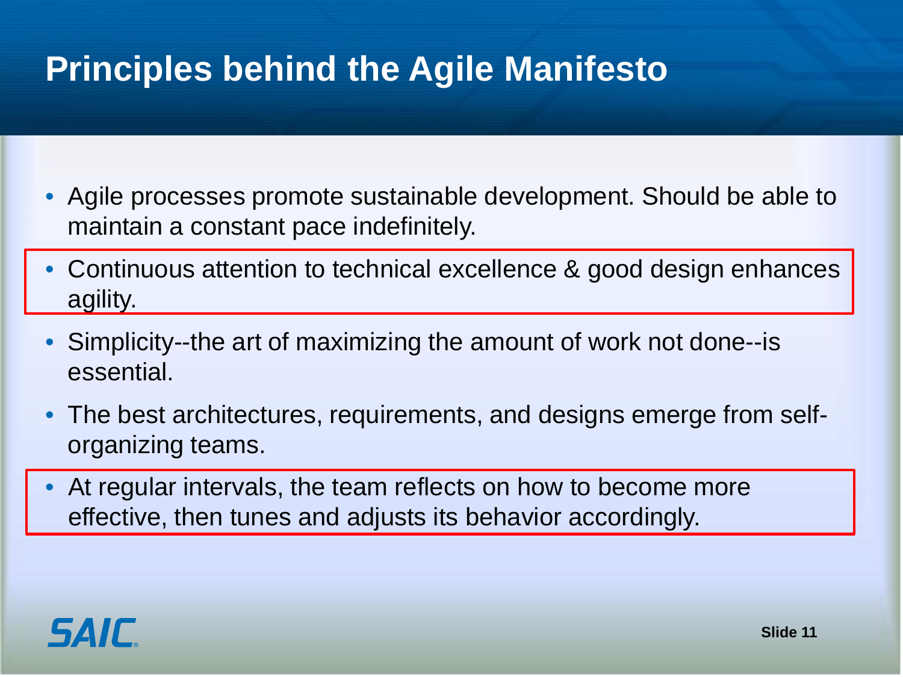# Principles behind the Agile Manifesto

- Agile processes promote sustainable development. Should be able to maintain a constant pace indefinitely.
- Continuous attention to technical excellence & good design enhances agility.
- Simplicity--the art of maximizing the amount of work not done--is essential.
- The best architectures, requirements, and designs emerge from self-organizing teams.
- At regular intervals, the team reflects on how to become more effective, then tunes and adjusts its behavior accordingly.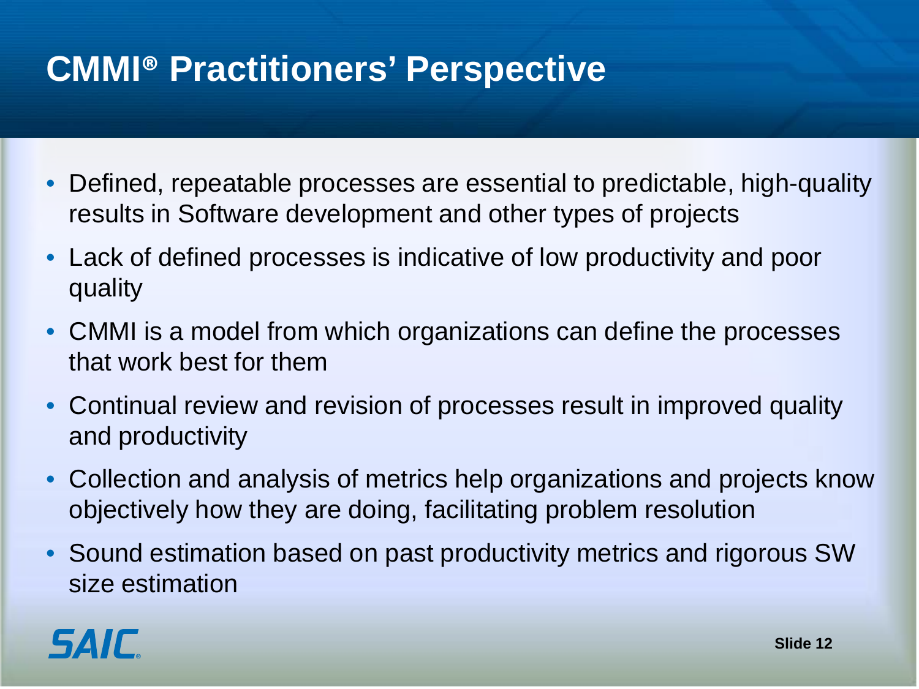# CMMI® Practitioners' Perspective

- Defined, repeatable processes are essential to predictable, high-quality results in Software development and other types of projects
- Lack of defined processes is indicative of low productivity and poor quality
- CMMI is a model from which organizations can define the processes that work best for them
- Continual review and revision of processes result in improved quality and productivity
- Collection and analysis of metrics help organizations and projects know objectively how they are doing, facilitating problem resolution
- Sound estimation based on past productivity metrics and rigorous SW size estimation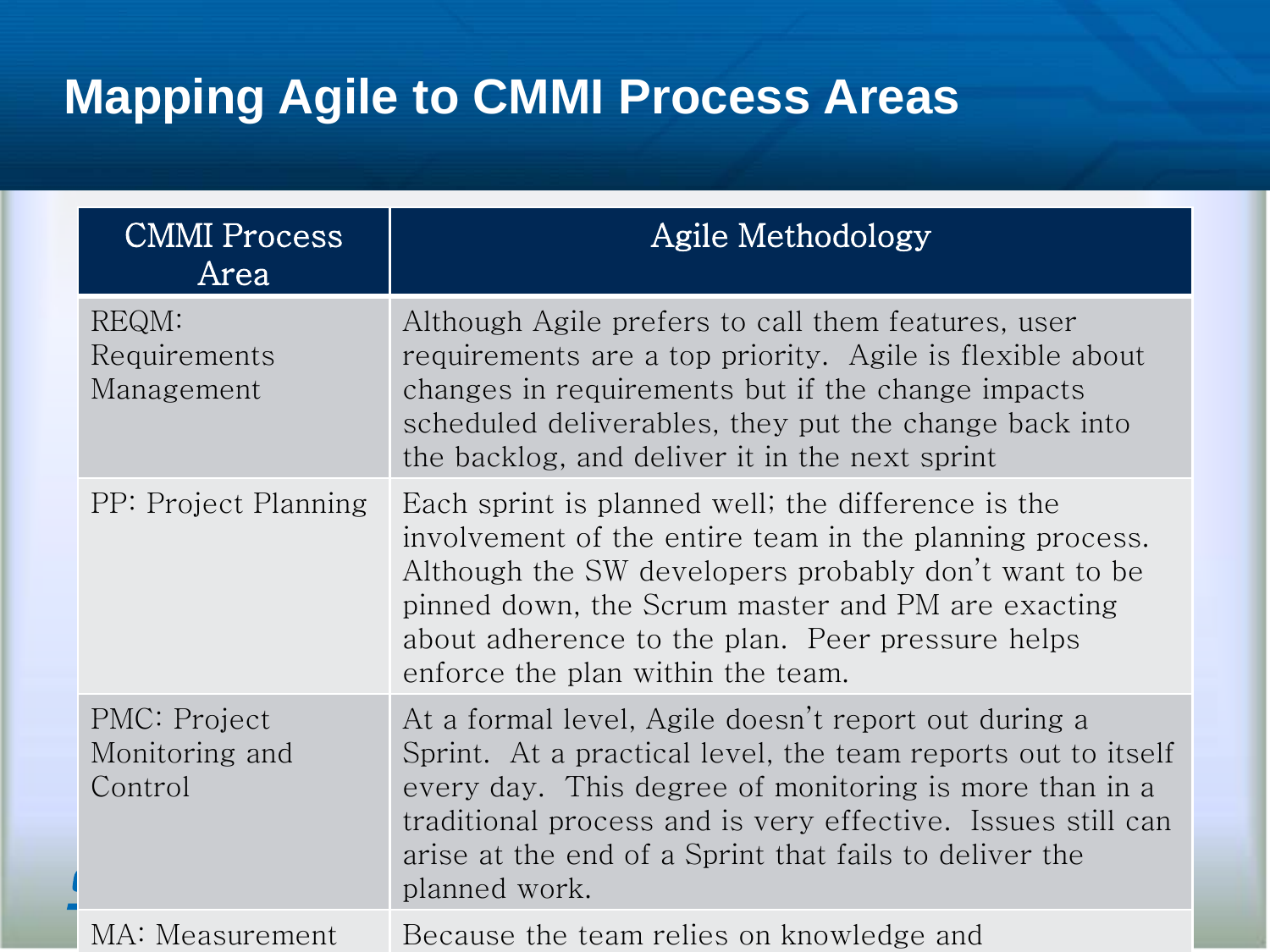# Mapping Agile to CMMI Process Areas

| CMMI Process Area | Agile Methodology |
|---|---|
| REQM: Requirements Management | Although Agile prefers to call them features, user requirements are a top priority. Agile is flexible about changes in requirements but if the change impacts scheduled deliverables, they put the change back into the backlog, and deliver it in the next sprint |
| PP: Project Planning | Each sprint is planned well; the difference is the involvement of the entire team in the planning process. Although the SW developers probably don't want to be pinned down, the Scrum master and PM are exacting about adherence to the plan. Peer pressure helps enforce the plan within the team. |
| PMC: Project Monitoring and Control | At a formal level, Agile doesn't report out during a Sprint. At a practical level, the team reports out to itself every day. This degree of monitoring is more than in a traditional process and is very effective. Issues still can arise at the end of a Sprint that fails to deliver the planned work. |
| MA: Measurement | Because the team relies on knowledge and |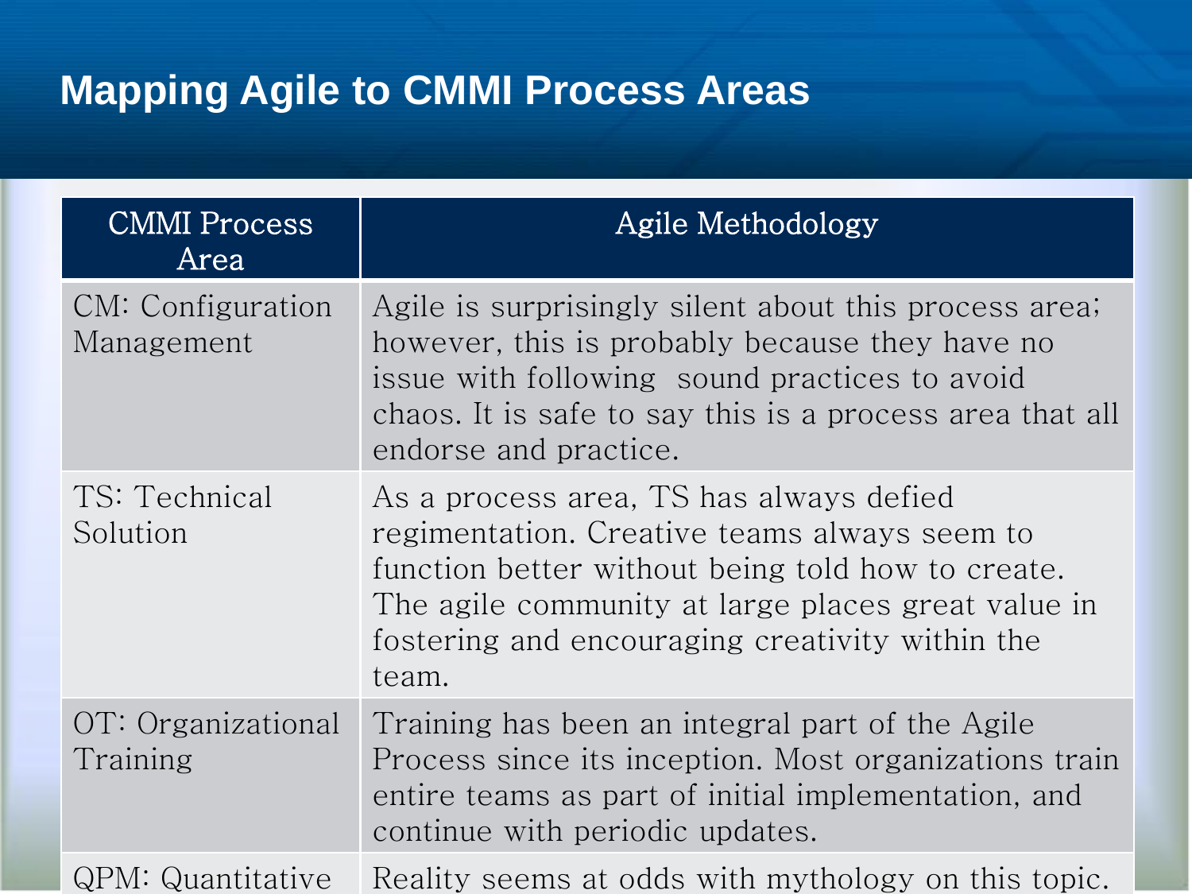# Mapping Agile to CMMI Process Areas

| CMMI Process Area | Agile Methodology |
| --- | --- |
| CM: Configuration Management | Agile is surprisingly silent about this process area; however, this is probably because they have no issue with following sound practices to avoid chaos. It is safe to say this is a process area that all endorse and practice. |
| TS: Technical Solution | As a process area, TS has always defied regimentation. Creative teams always seem to function better without being told how to create. The agile community at large places great value in fostering and encouraging creativity within the team. |
| OT: Organizational Training | Training has been an integral part of the Agile Process since its inception. Most organizations train entire teams as part of initial implementation, and continue with periodic updates. |
| QPM: Quantitative | Reality seems at odds with mythology on this topic. |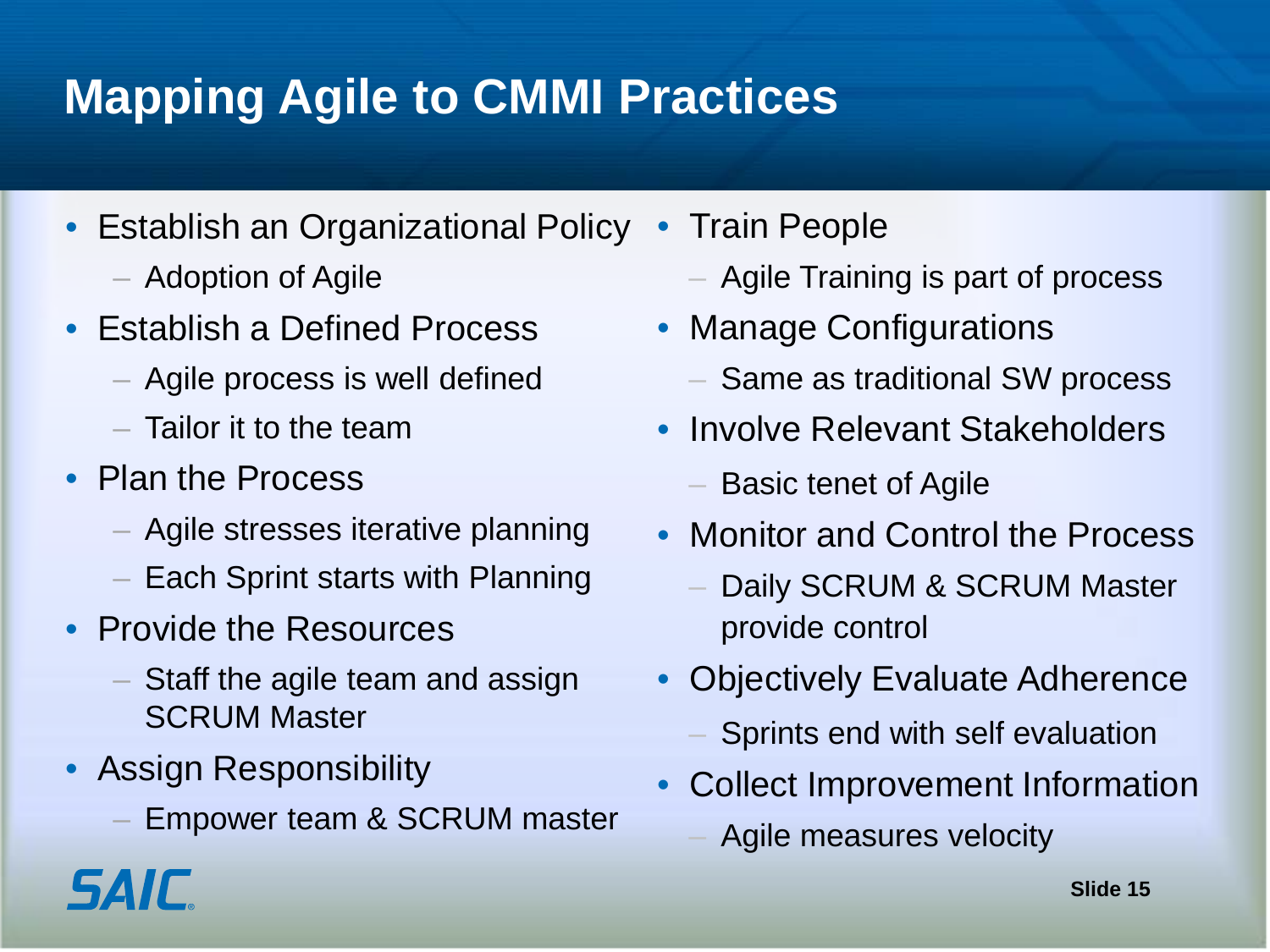# Mapping Agile to CMMI Practices

- Establish an Organizational Policy
  - Adoption of Agile
- Establish a Defined Process
  - Agile process is well defined
  - Tailor it to the team
- Plan the Process
  - Agile stresses iterative planning
  - Each Sprint starts with Planning
- Provide the Resources
  - Staff the agile team and assign SCRUM Master
- Assign Responsibility
  - Empower team & SCRUM master
- Train People
  - Agile Training is part of process
- Manage Configurations
  - Same as traditional SW process
- Involve Relevant Stakeholders
  - Basic tenet of Agile
- Monitor and Control the Process
  - Daily SCRUM & SCRUM Master provide control
- Objectively Evaluate Adherence
  - Sprints end with self evaluation
- Collect Improvement Information
  - Agile measures velocity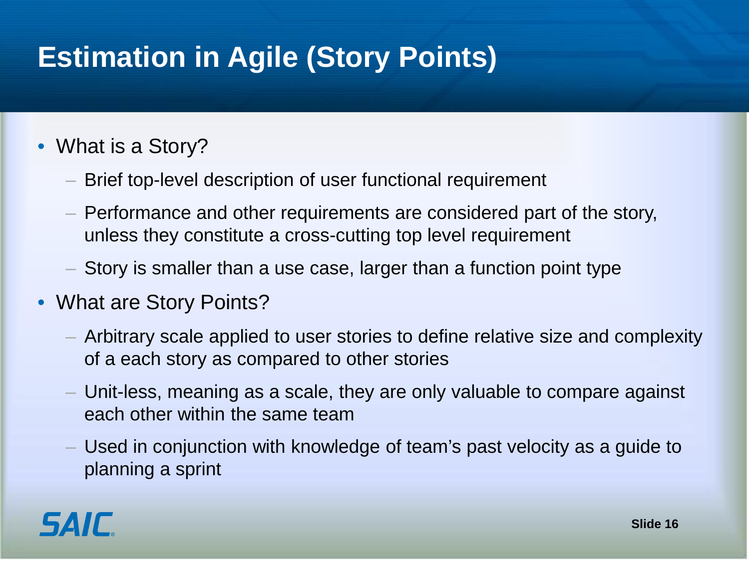# Estimation in Agile (Story Points)

- What is a Story?
  - Brief top-level description of user functional requirement
  - Performance and other requirements are considered part of the story, unless they constitute a cross-cutting top level requirement
  - Story is smaller than a use case, larger than a function point type
- What are Story Points?
  - Arbitrary scale applied to user stories to define relative size and complexity of a each story as compared to other stories
  - Unit-less, meaning as a scale, they are only valuable to compare against each other within the same team
  - Used in conjunction with knowledge of team's past velocity as a guide to planning a sprint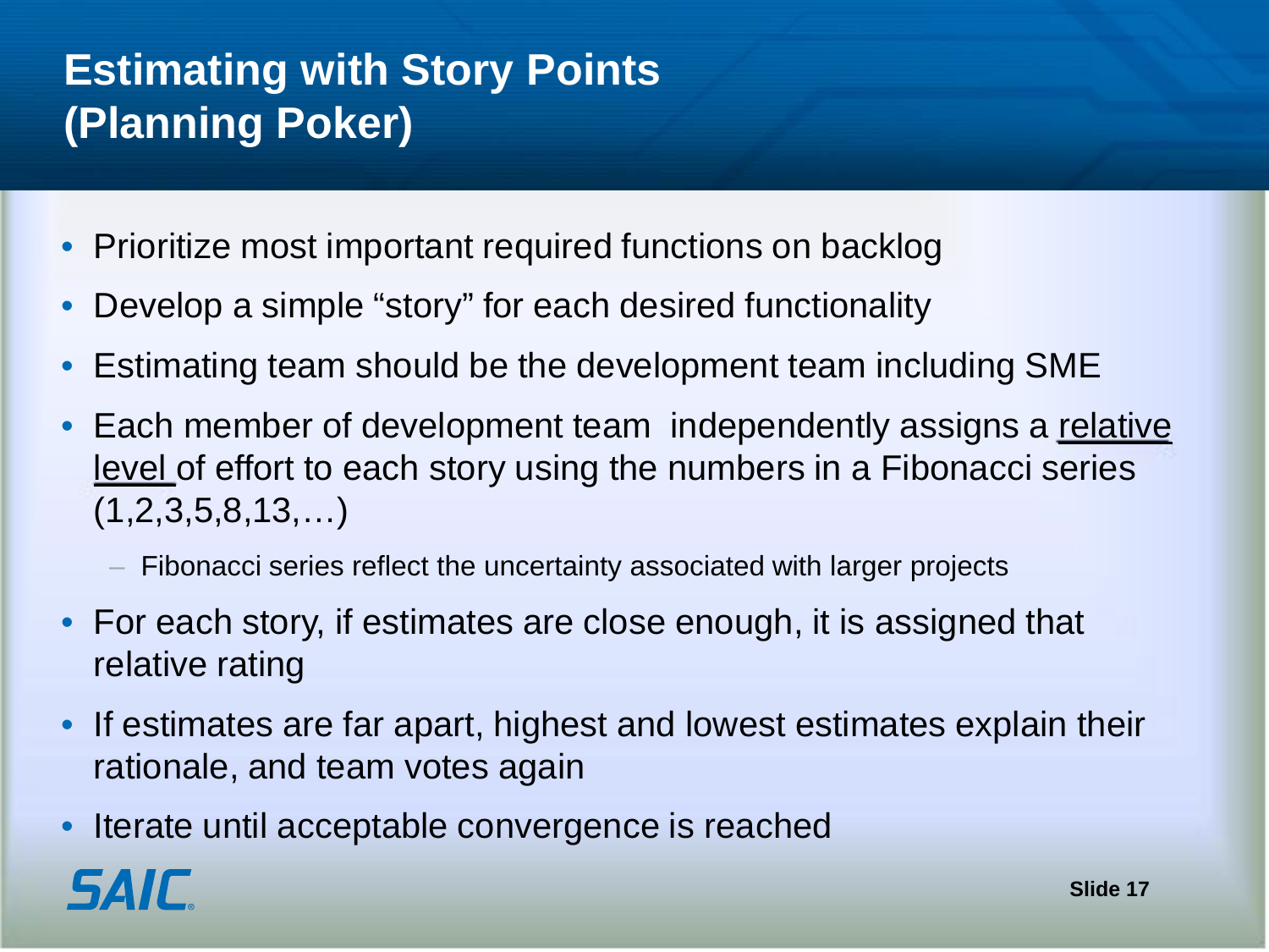# Estimating with Story Points (Planning Poker)

- Prioritize most important required functions on backlog
- Develop a simple "story" for each desired functionality
- Estimating team should be the development team including SME
- Each member of development team independently assigns a <u>relative level</u> of effort to each story using the numbers in a Fibonacci series (1,2,3,5,8,13,…)
  - Fibonacci series reflect the uncertainty associated with larger projects
- For each story, if estimates are close enough, it is assigned that relative rating
- If estimates are far apart, highest and lowest estimates explain their rationale, and team votes again
- Iterate until acceptable convergence is reached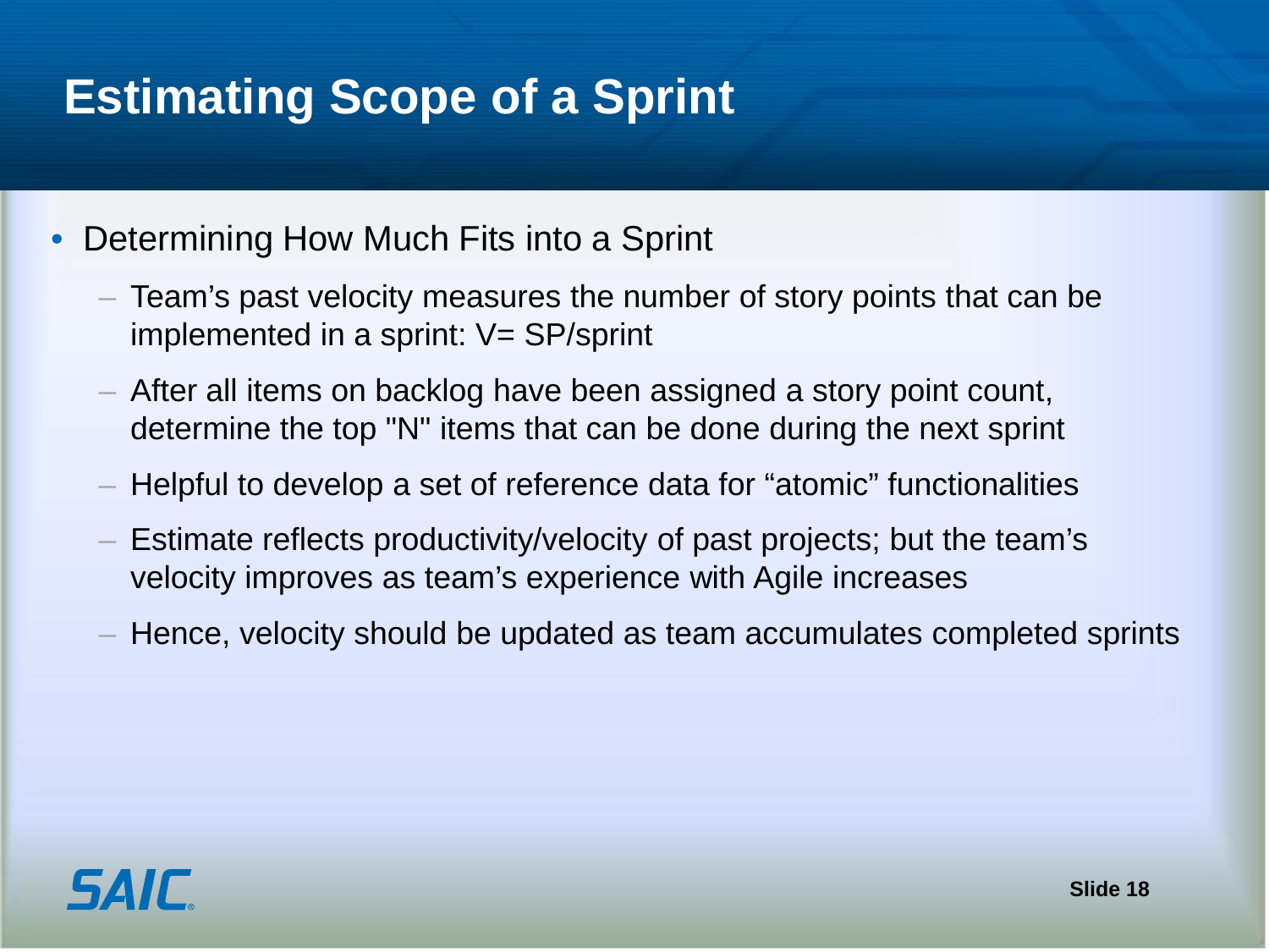# Estimating Scope of a Sprint

- Determining How Much Fits into a Sprint
  - Team's past velocity measures the number of story points that can be implemented in a sprint: V= SP/sprint
  - After all items on backlog have been assigned a story point count, determine the top "N" items that can be done during the next sprint
  - Helpful to develop a set of reference data for "atomic" functionalities
  - Estimate reflects productivity/velocity of past projects; but the team's velocity improves as team's experience with Agile increases
  - Hence, velocity should be updated as team accumulates completed sprints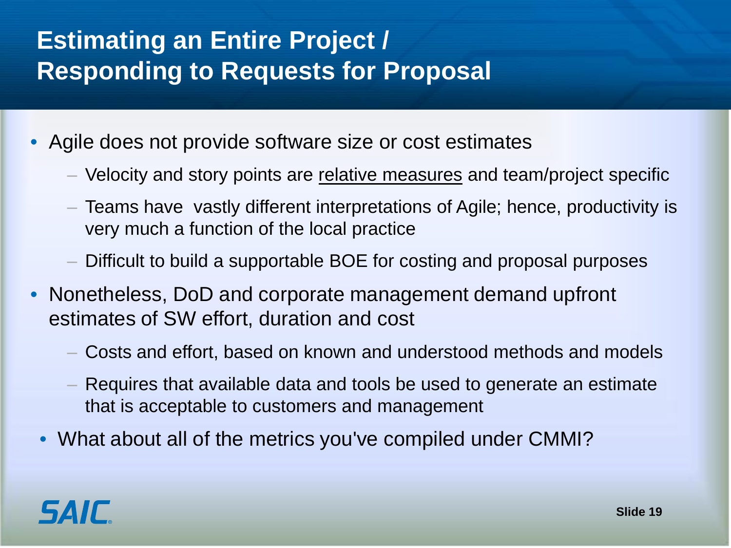# Estimating an Entire Project / Responding to Requests for Proposal

- Agile does not provide software size or cost estimates
  - Velocity and story points are <u>relative measures</u> and team/project specific
  - Teams have vastly different interpretations of Agile; hence, productivity is very much a function of the local practice
  - Difficult to build a supportable BOE for costing and proposal purposes
- Nonetheless, DoD and corporate management demand upfront estimates of SW effort, duration and cost
  - Costs and effort, based on known and understood methods and models
  - Requires that available data and tools be used to generate an estimate that is acceptable to customers and management
- What about all of the metrics you've compiled under CMMI?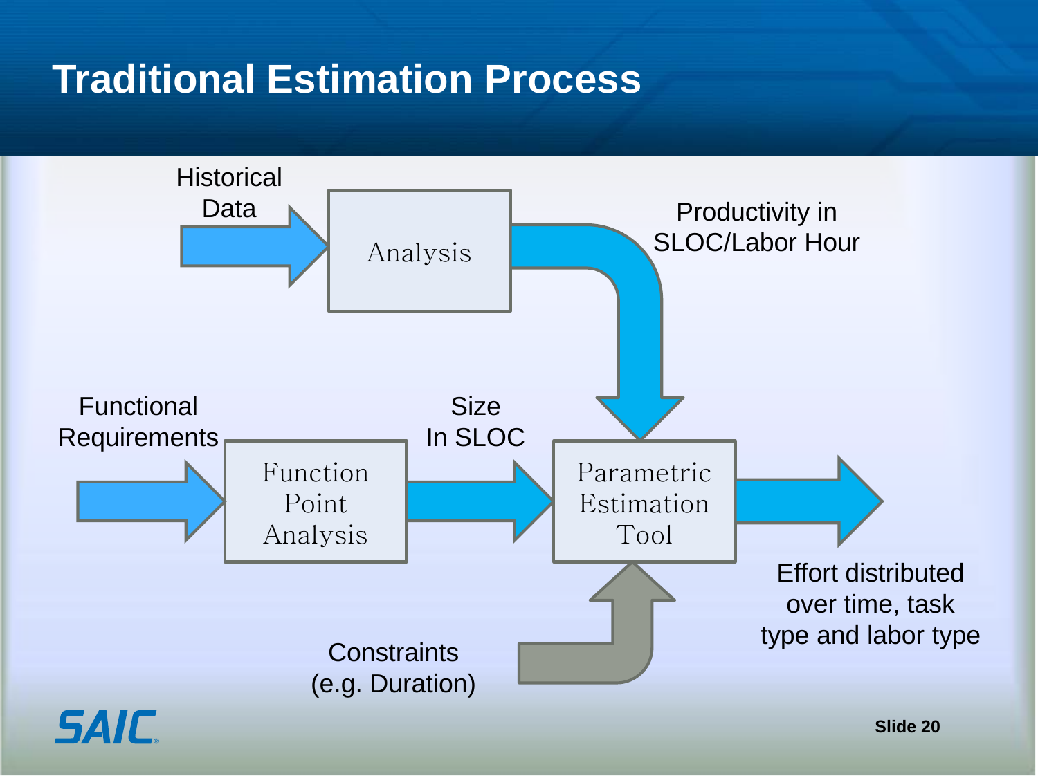# Traditional Estimation Process

Historical Data

Analysis

Productivity in SLOC/Labor Hour

Functional Requirements

Function Point Analysis

Size In SLOC

Parametric Estimation Tool

Effort distributed over time, task type and labor type

Constraints (e.g. Duration)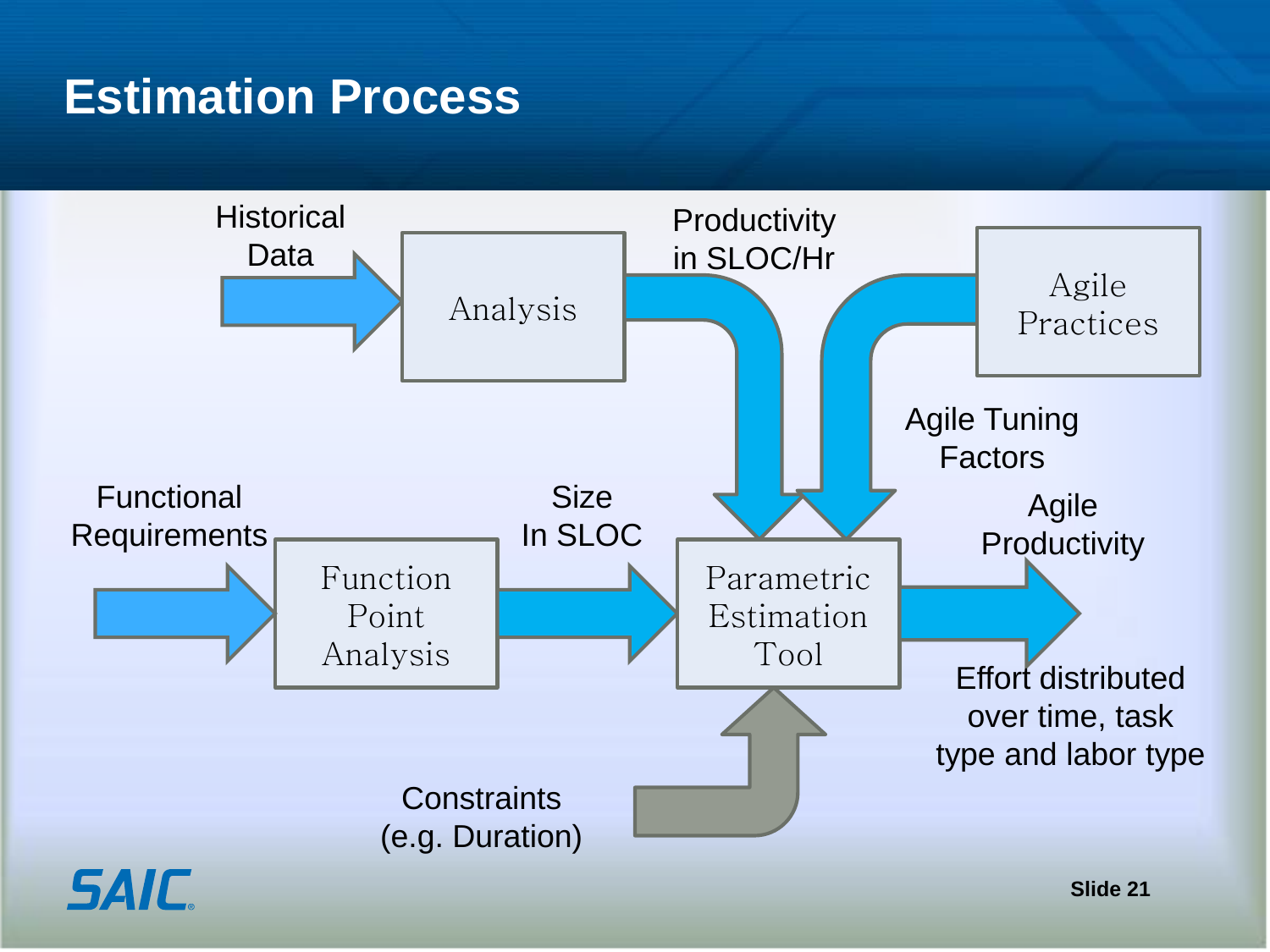# Estimation Process

Historical Data

Analysis

Productivity in SLOC/Hr

Agile Practices

Agile Tuning Factors

Functional Requirements

Function Point Analysis

Size In SLOC

Parametric Estimation Tool

Agile Productivity

Effort distributed over time, task type and labor type

Constraints (e.g. Duration)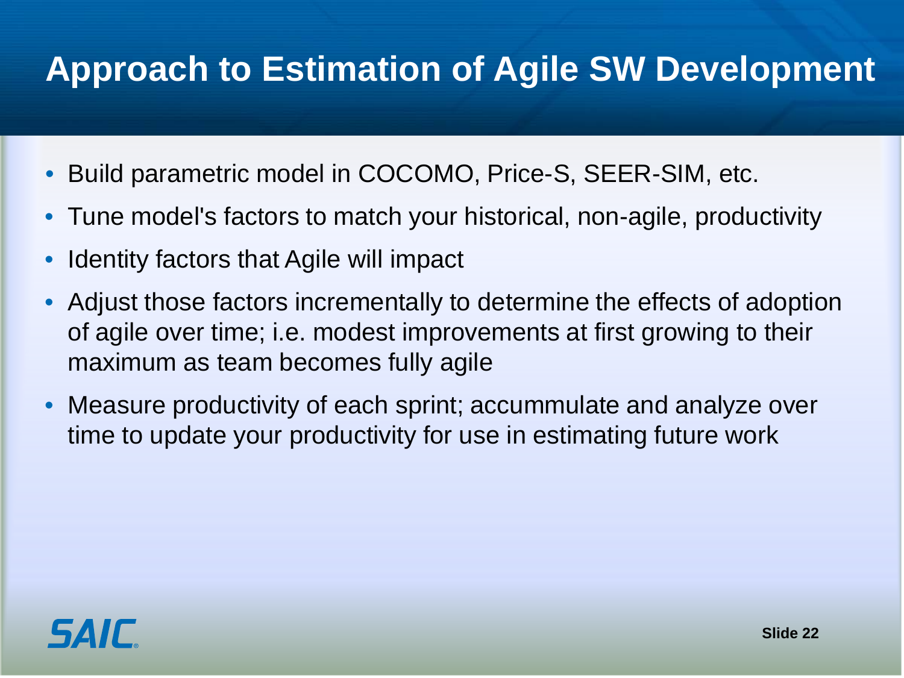# Approach to Estimation of Agile SW Development

- Build parametric model in COCOMO, Price-S, SEER-SIM, etc.
- Tune model's factors to match your historical, non-agile, productivity
- Identity factors that Agile will impact
- Adjust those factors incrementally to determine the effects of adoption of agile over time; i.e. modest improvements at first growing to their maximum as team becomes fully agile
- Measure productivity of each sprint; accummulate and analyze over time to update your productivity for use in estimating future work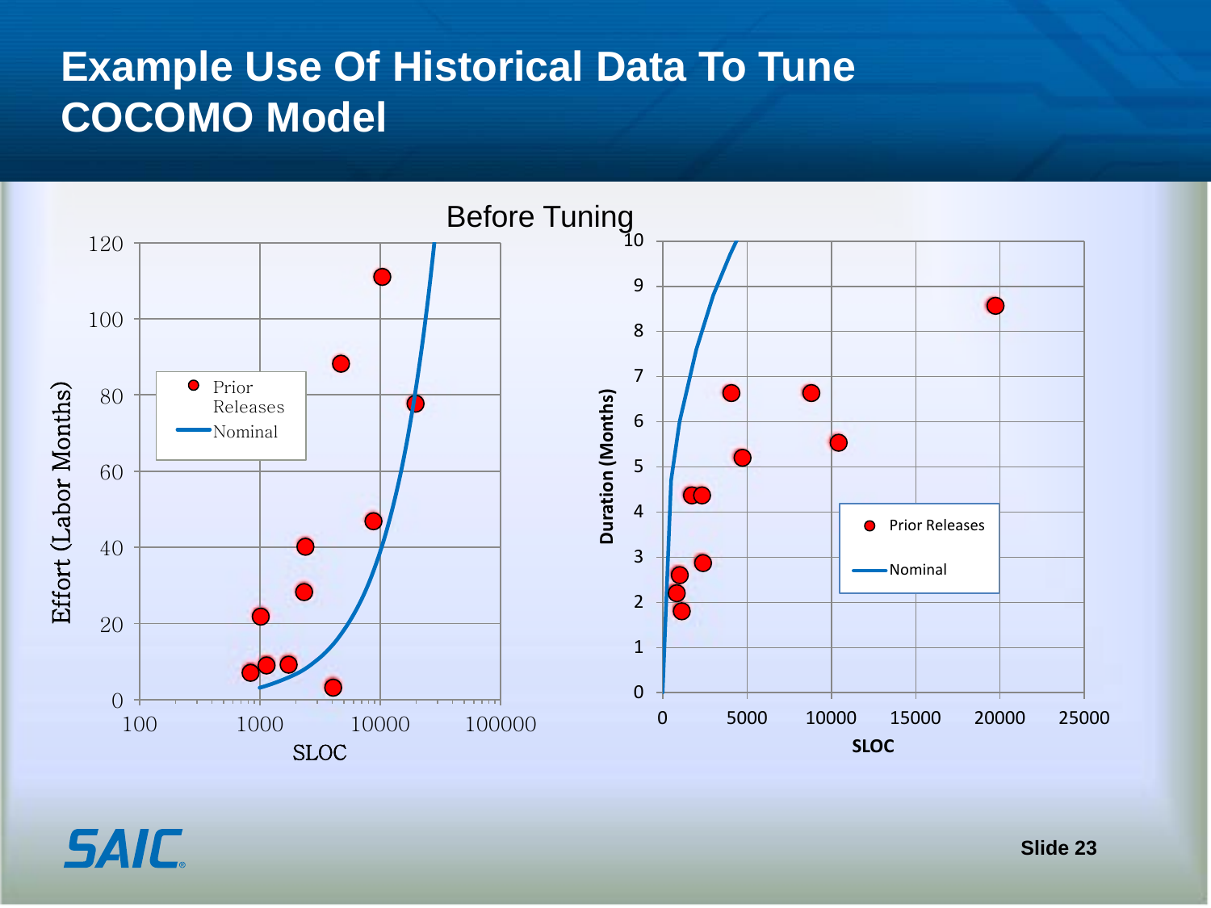# Example Use Of Historical Data To Tune COCOMO Model

Before Tuning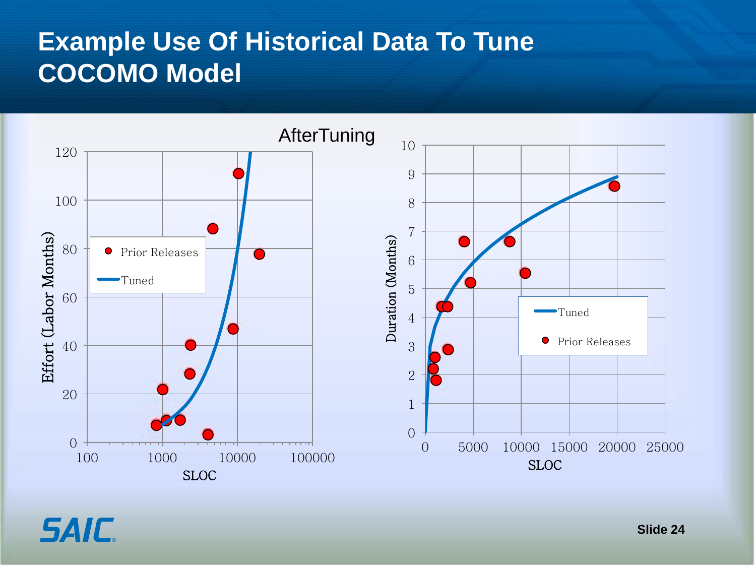# Example Use Of Historical Data To Tune COCOMO Model

AfterTuning

Effort (Labor Months) vs. SLOC — Prior Releases, Tuned

Duration (Months) vs. SLOC — Tuned, Prior Releases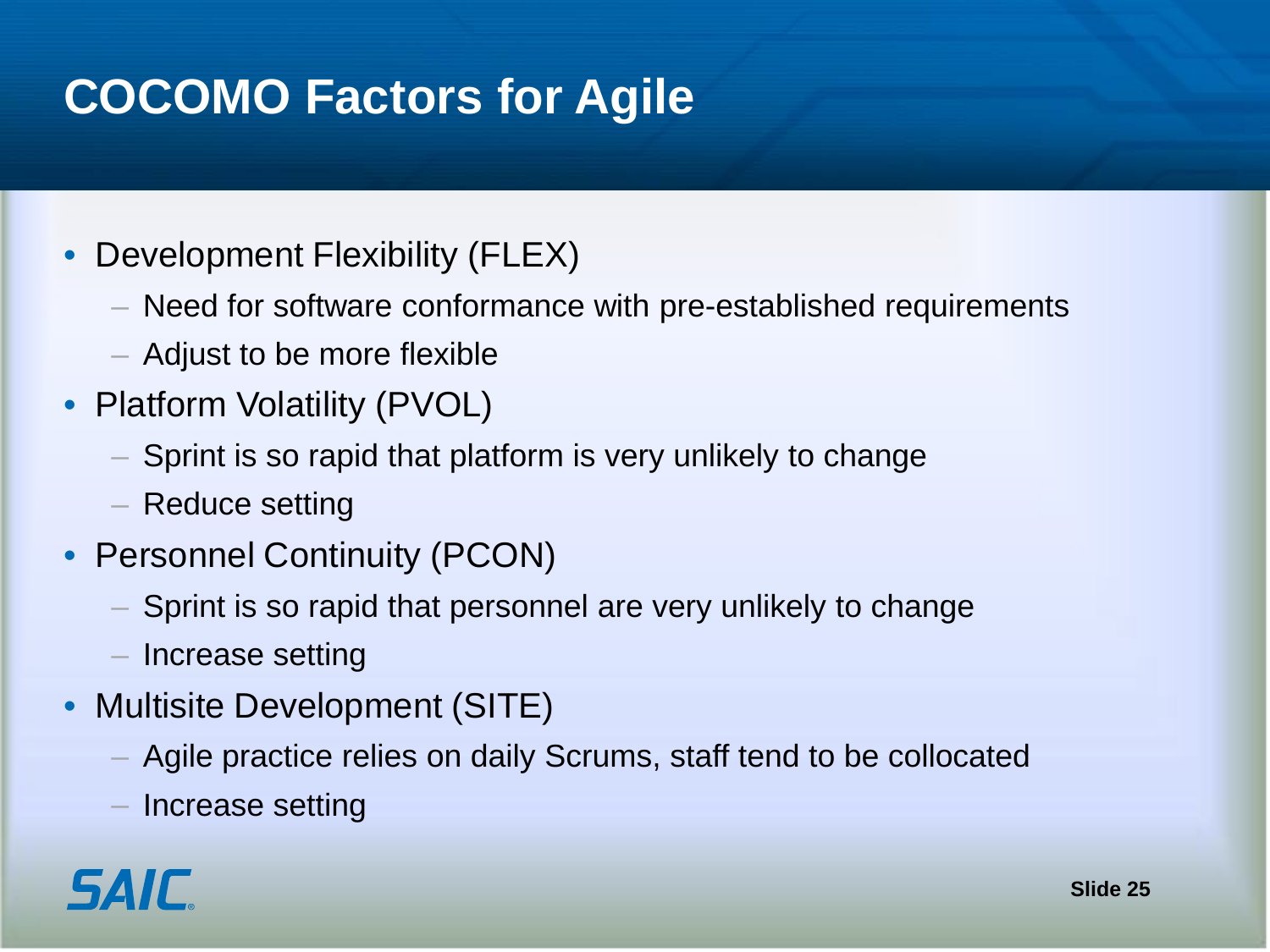# COCOMO Factors for Agile

- Development Flexibility (FLEX)
  - Need for software conformance with pre-established requirements
  - Adjust to be more flexible
- Platform Volatility (PVOL)
  - Sprint is so rapid that platform is very unlikely to change
  - Reduce setting
- Personnel Continuity (PCON)
  - Sprint is so rapid that personnel are very unlikely to change
  - Increase setting
- Multisite Development (SITE)
  - Agile practice relies on daily Scrums, staff tend to be collocated
  - Increase setting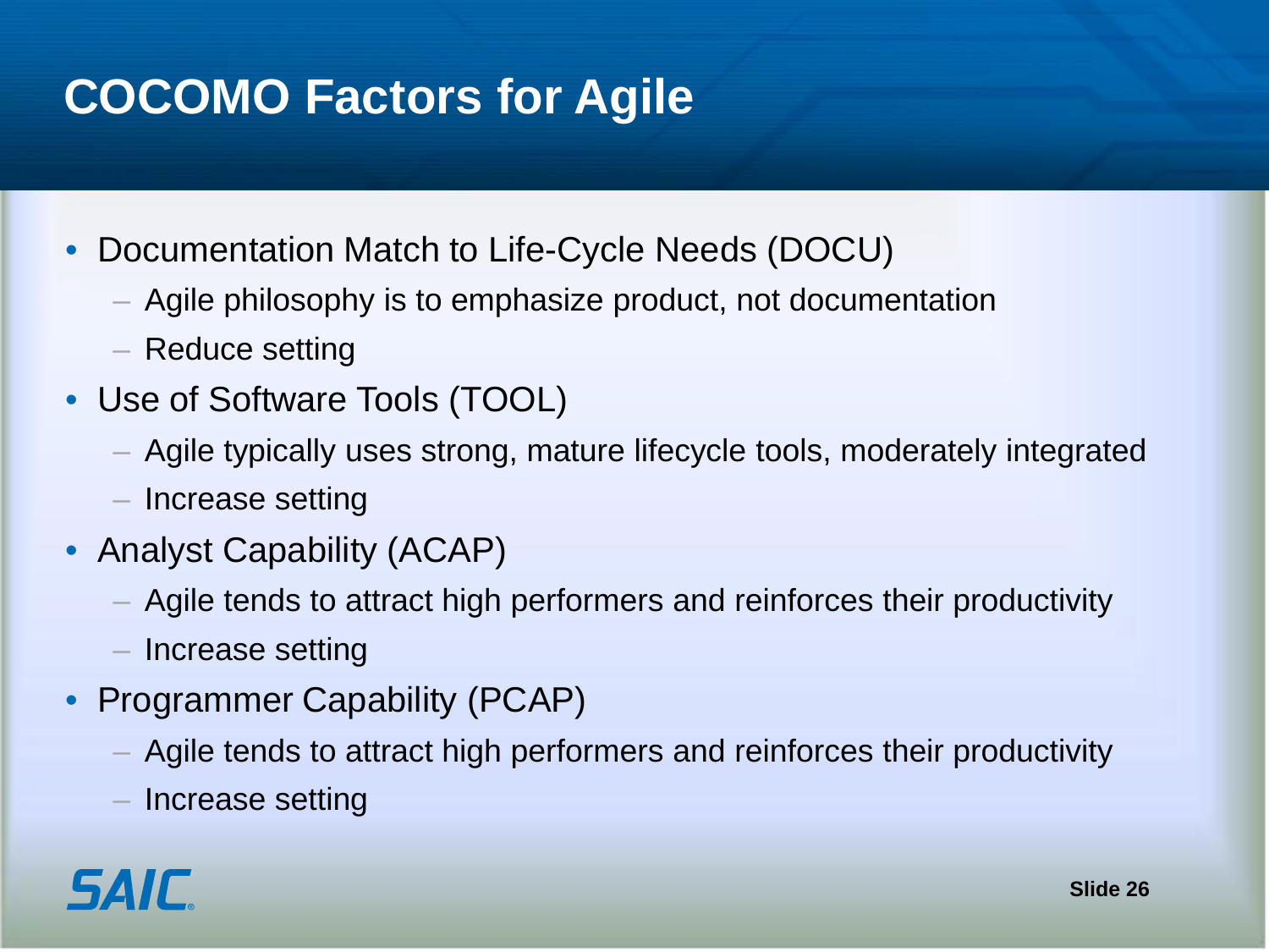# COCOMO Factors for Agile

- Documentation Match to Life-Cycle Needs (DOCU)
  - Agile philosophy is to emphasize product, not documentation
  - Reduce setting
- Use of Software Tools (TOOL)
  - Agile typically uses strong, mature lifecycle tools, moderately integrated
  - Increase setting
- Analyst Capability (ACAP)
  - Agile tends to attract high performers and reinforces their productivity
  - Increase setting
- Programmer Capability (PCAP)
  - Agile tends to attract high performers and reinforces their productivity
  - Increase setting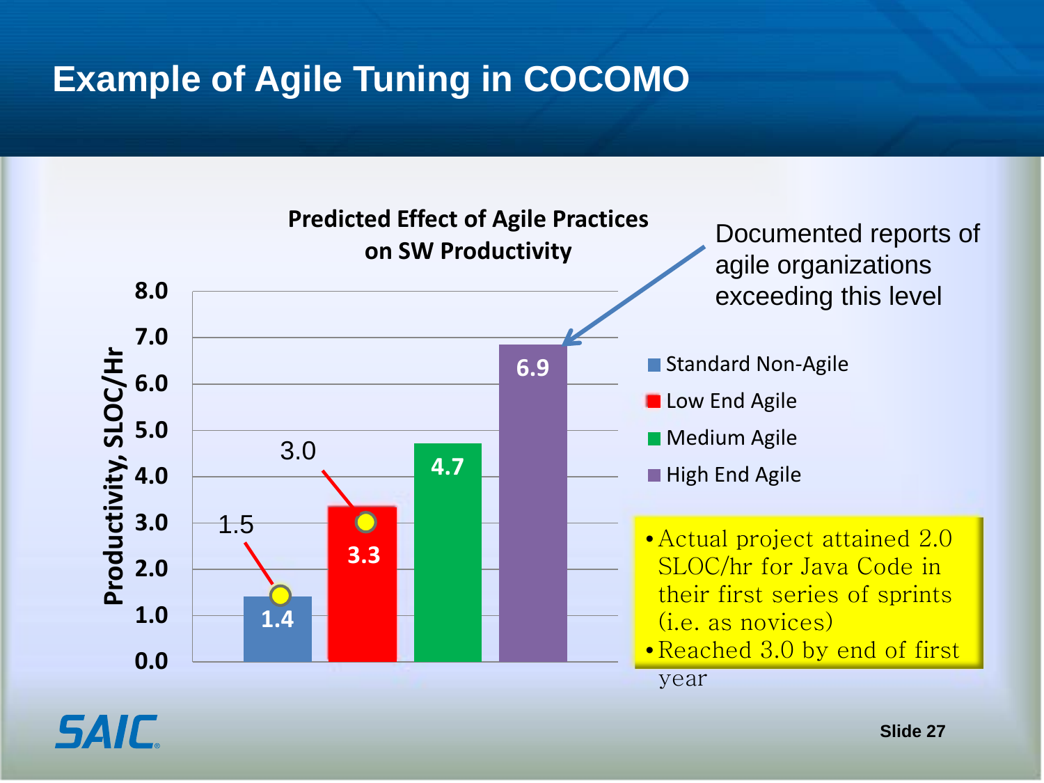# Example of Agile Tuning in COCOMO

**Predicted Effect of Agile Practices on SW Productivity**

| Category | Productivity, SLOC/Hr |
|---|---|
| Standard Non-Agile | 1.4 |
| Low End Agile | 3.3 |
| Medium Agile | 4.7 |
| High End Agile | 6.9 |

Annotations on chart: 1.5 (Standard Non-Agile), 3.0 (Low End Agile)

Documented reports of agile organizations exceeding this level

- Actual project attained 2.0 SLOC/hr for Java Code in their first series of sprints (i.e. as novices)
- Reached 3.0 by end of first year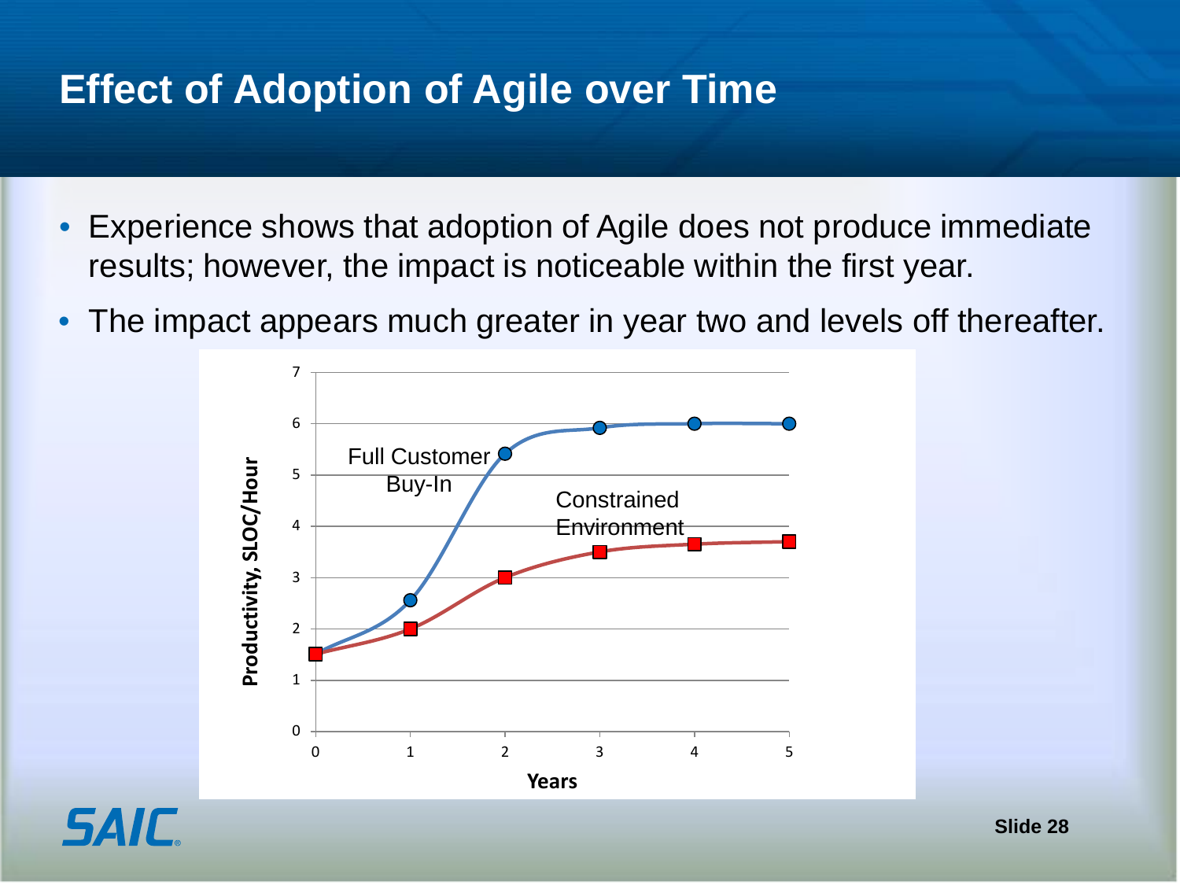# Effect of Adoption of Agile over Time

- Experience shows that adoption of Agile does not produce immediate results; however, the impact is noticeable within the first year.
- The impact appears much greater in year two and levels off thereafter.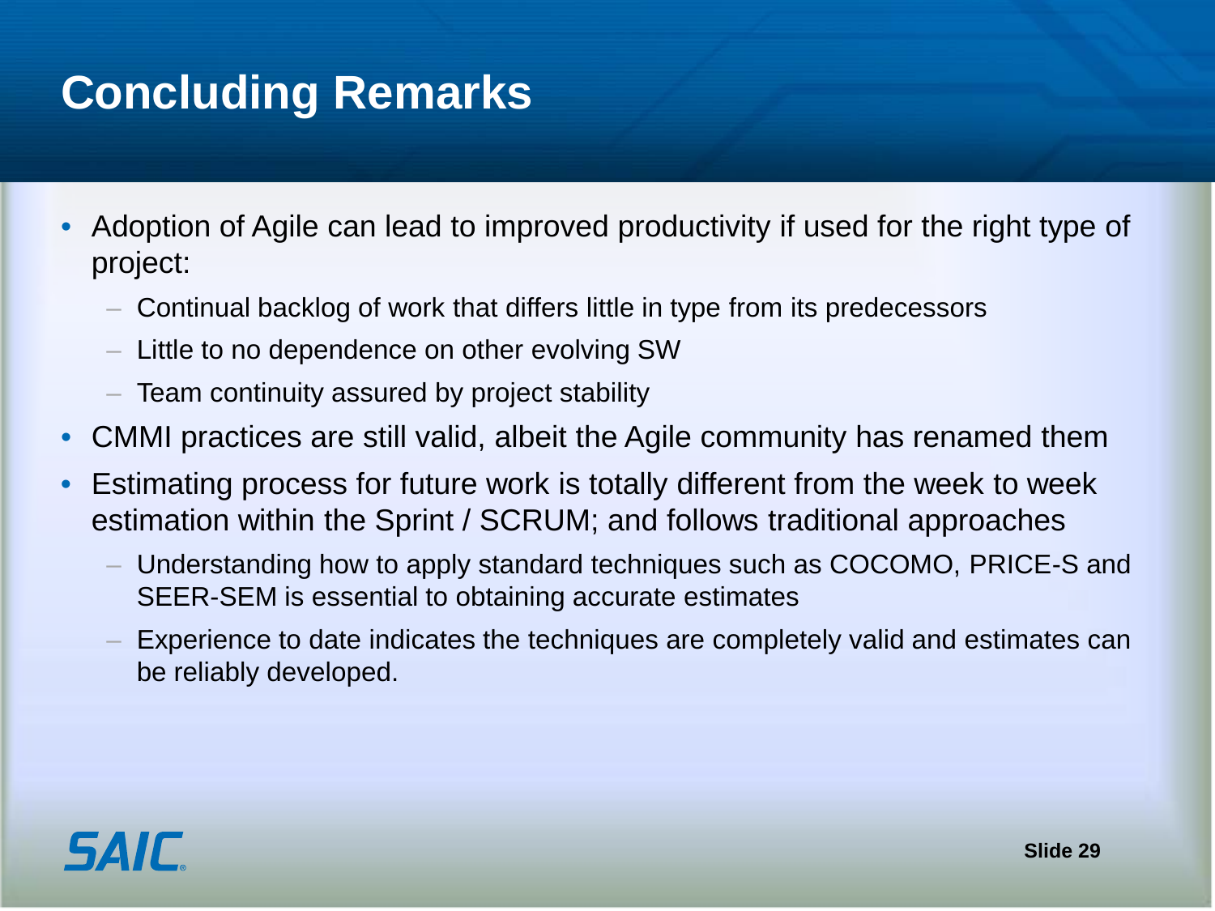# Concluding Remarks

- Adoption of Agile can lead to improved productivity if used for the right type of project:
  - Continual backlog of work that differs little in type from its predecessors
  - Little to no dependence on other evolving SW
  - Team continuity assured by project stability
- CMMI practices are still valid, albeit the Agile community has renamed them
- Estimating process for future work is totally different from the week to week estimation within the Sprint / SCRUM; and follows traditional approaches
  - Understanding how to apply standard techniques such as COCOMO, PRICE-S and SEER-SEM is essential to obtaining accurate estimates
  - Experience to date indicates the techniques are completely valid and estimates can be reliably developed.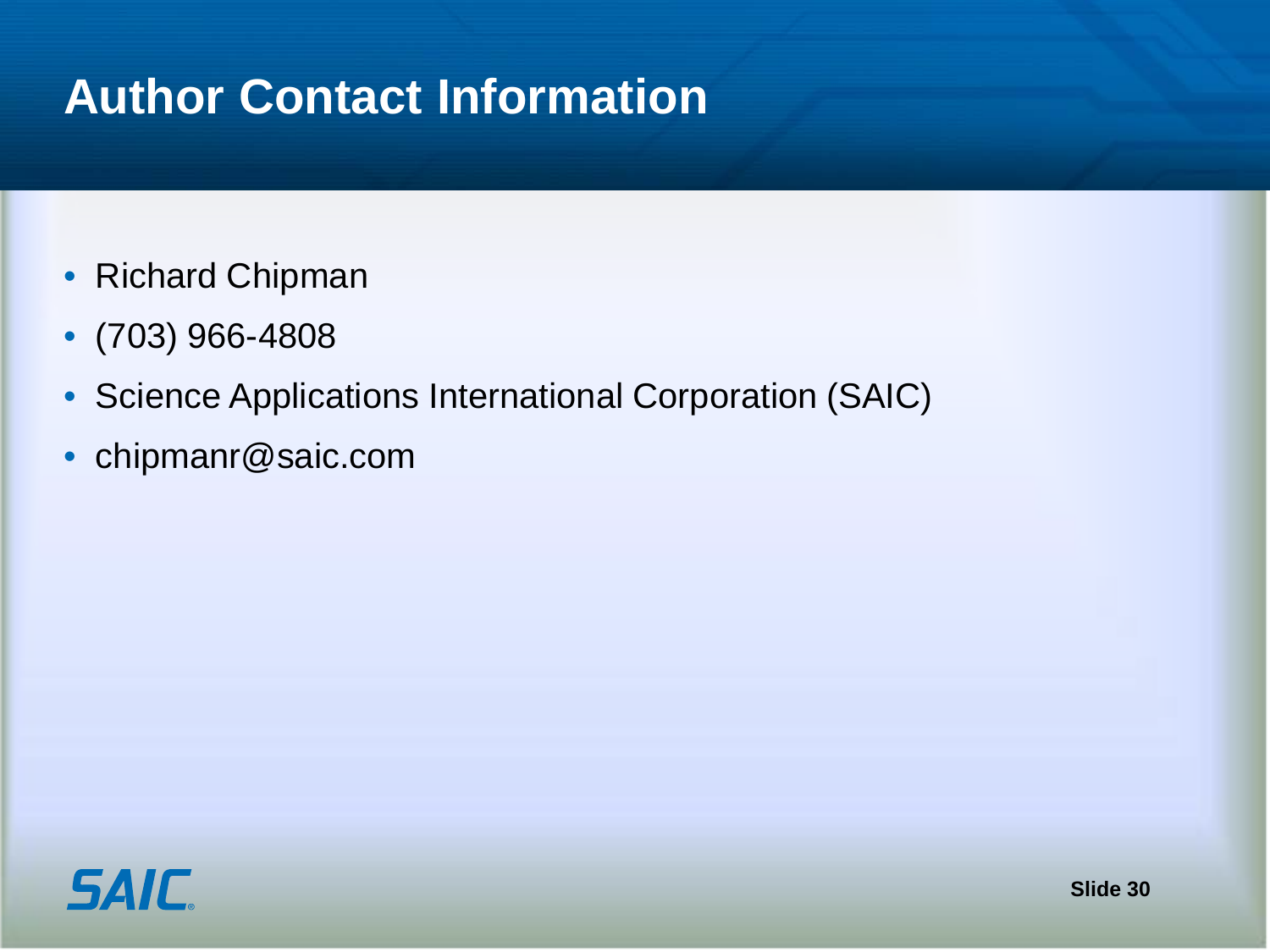# Author Contact Information

- Richard Chipman
- (703) 966-4808
- Science Applications International Corporation (SAIC)
- chipmanr@saic.com

SAIC